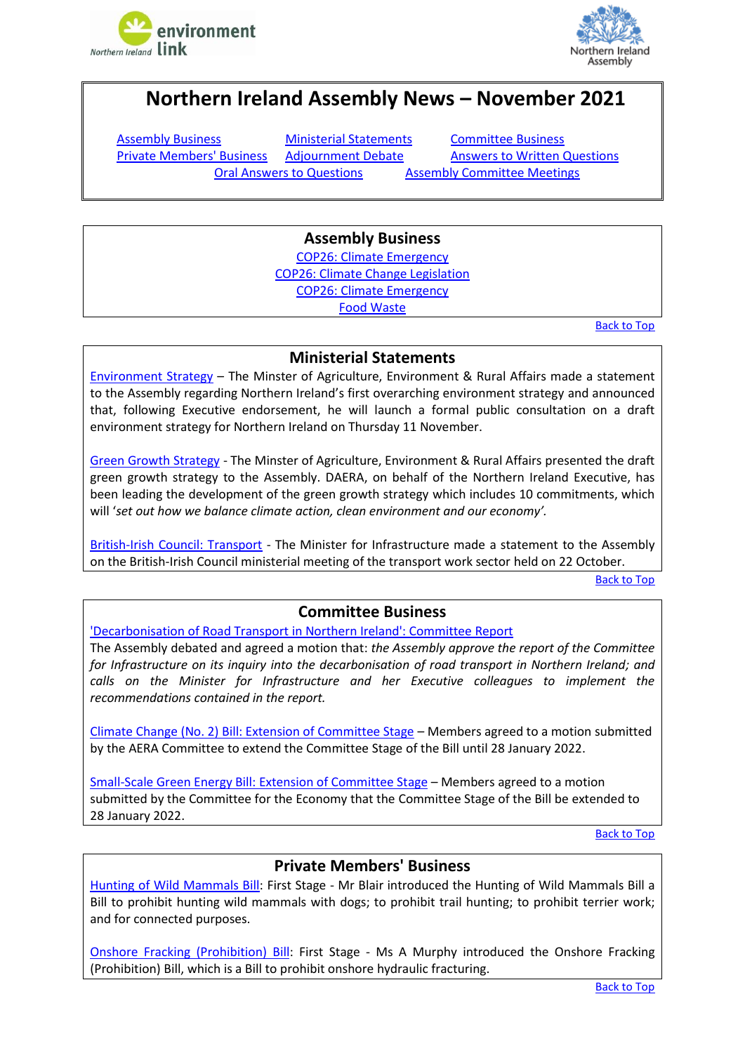# Northern Ireland Assembly News – November 2021

Assembly Business | Ministerial Statements | Committee Business
Private Members' Business | Adjournment Debate | Answers to Written Questions
Oral Answers to Questions | Assembly Committee Meetings

## Assembly Business

COP26: Climate Emergency
COP26: Climate Change Legislation
COP26: Climate Emergency
Food Waste

Back to Top

## Ministerial Statements

Environment Strategy – The Minster of Agriculture, Environment & Rural Affairs made a statement to the Assembly regarding Northern Ireland's first overarching environment strategy and announced that, following Executive endorsement, he will launch a formal public consultation on a draft environment strategy for Northern Ireland on Thursday 11 November.

Green Growth Strategy - The Minster of Agriculture, Environment & Rural Affairs presented the draft green growth strategy to the Assembly. DAERA, on behalf of the Northern Ireland Executive, has been leading the development of the green growth strategy which includes 10 commitments, which will '*set out how we balance climate action, clean environment and our economy'.*

British-Irish Council: Transport - The Minister for Infrastructure made a statement to the Assembly on the British-Irish Council ministerial meeting of the transport work sector held on 22 October.

Back to Top

## Committee Business

'Decarbonisation of Road Transport in Northern Ireland': Committee Report
The Assembly debated and agreed a motion that: *the Assembly approve the report of the Committee for Infrastructure on its inquiry into the decarbonisation of road transport in Northern Ireland; and calls on the Minister for Infrastructure and her Executive colleagues to implement the recommendations contained in the report.*

Climate Change (No. 2) Bill: Extension of Committee Stage – Members agreed to a motion submitted by the AERA Committee to extend the Committee Stage of the Bill until 28 January 2022.

Small-Scale Green Energy Bill: Extension of Committee Stage – Members agreed to a motion submitted by the Committee for the Economy that the Committee Stage of the Bill be extended to 28 January 2022.

Back to Top

## Private Members' Business

Hunting of Wild Mammals Bill: First Stage - Mr Blair introduced the Hunting of Wild Mammals Bill a Bill to prohibit hunting wild mammals with dogs; to prohibit trail hunting; to prohibit terrier work; and for connected purposes.

Onshore Fracking (Prohibition) Bill: First Stage - Ms A Murphy introduced the Onshore Fracking (Prohibition) Bill, which is a Bill to prohibit onshore hydraulic fracturing.

Back to Top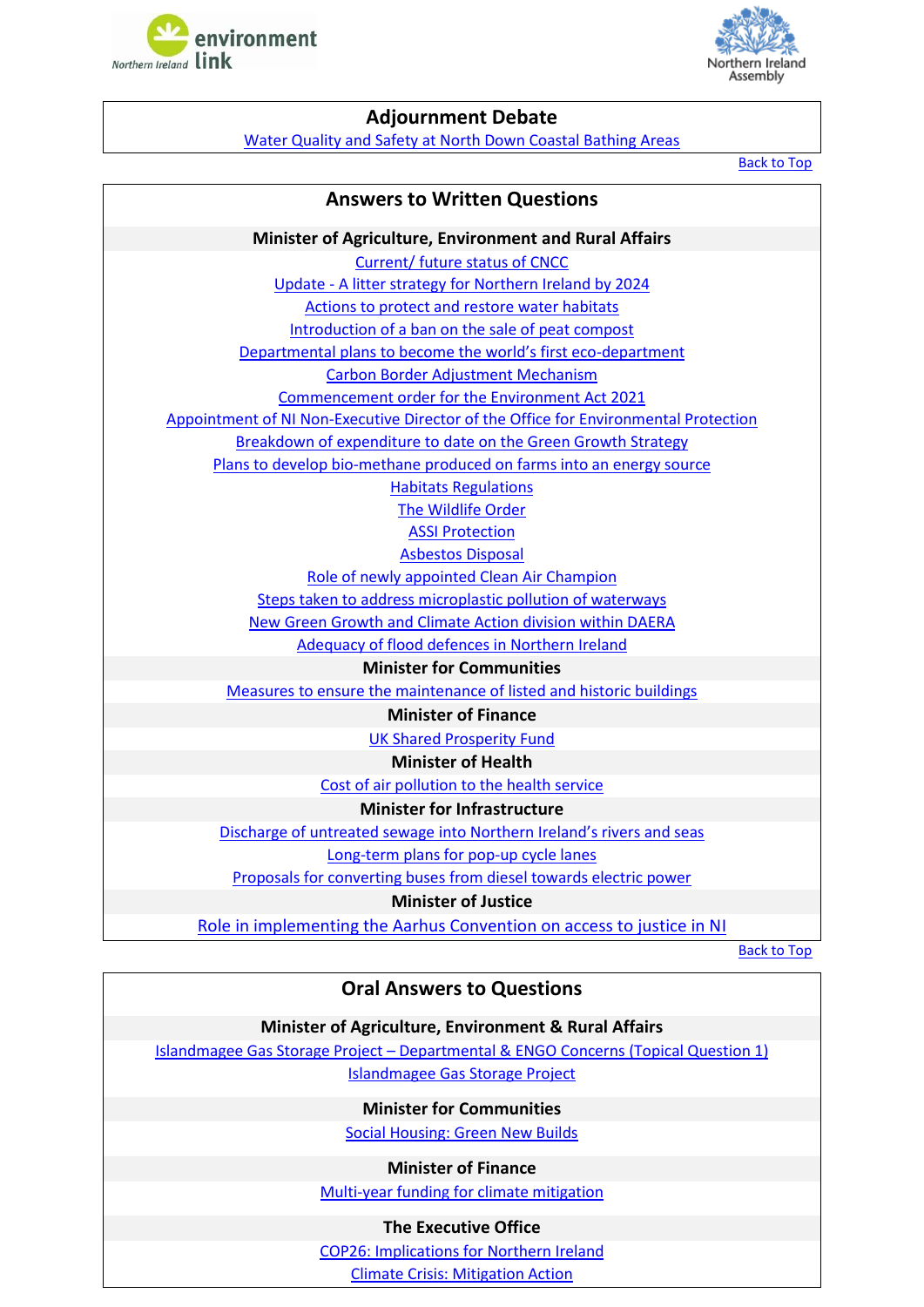## Adjournment Debate

Water Quality and Safety at North Down Coastal Bathing Areas

Back to Top

## Answers to Written Questions

### Minister of Agriculture, Environment and Rural Affairs

Current/ future status of CNCC

Update - A litter strategy for Northern Ireland by 2024

Actions to protect and restore water habitats

Introduction of a ban on the sale of peat compost

Departmental plans to become the world's first eco-department

Carbon Border Adjustment Mechanism

Commencement order for the Environment Act 2021

Appointment of NI Non-Executive Director of the Office for Environmental Protection

Breakdown of expenditure to date on the Green Growth Strategy

Plans to develop bio-methane produced on farms into an energy source

Habitats Regulations

The Wildlife Order

ASSI Protection

Asbestos Disposal

Role of newly appointed Clean Air Champion

Steps taken to address microplastic pollution of waterways

New Green Growth and Climate Action division within DAERA

Adequacy of flood defences in Northern Ireland

### Minister for Communities

Measures to ensure the maintenance of listed and historic buildings

### Minister of Finance

UK Shared Prosperity Fund

### Minister of Health

Cost of air pollution to the health service

### Minister for Infrastructure

Discharge of untreated sewage into Northern Ireland's rivers and seas

Long-term plans for pop-up cycle lanes

Proposals for converting buses from diesel towards electric power

### Minister of Justice

Role in implementing the Aarhus Convention on access to justice in NI

Back to Top

## Oral Answers to Questions

### Minister of Agriculture, Environment & Rural Affairs

Islandmagee Gas Storage Project – Departmental & ENGO Concerns (Topical Question 1)

Islandmagee Gas Storage Project

### Minister for Communities

Social Housing: Green New Builds

### Minister of Finance

Multi-year funding for climate mitigation

### The Executive Office

COP26: Implications for Northern Ireland

Climate Crisis: Mitigation Action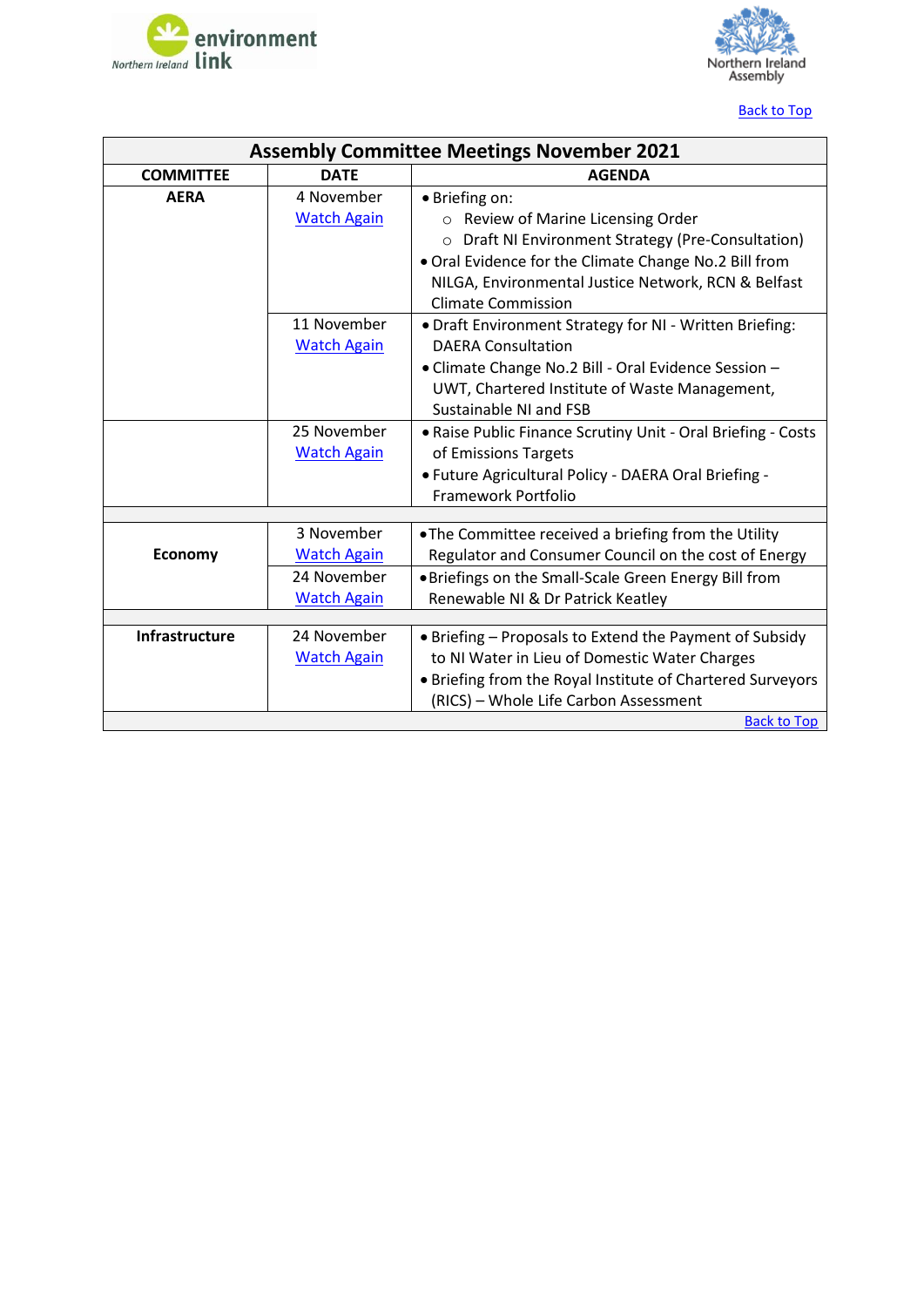Back to Top

| Assembly Committee Meetings November 2021 | | |
|---|---|---|
| **COMMITTEE** | **DATE** | **AGENDA** |
| **AERA** | 4 November [Watch Again] | • Briefing on:<br>○ Review of Marine Licensing Order<br>○ Draft NI Environment Strategy (Pre-Consultation)<br>• Oral Evidence for the Climate Change No.2 Bill from NILGA, Environmental Justice Network, RCN & Belfast Climate Commission |
| | 11 November [Watch Again] | • Draft Environment Strategy for NI - Written Briefing: DAERA Consultation<br>• Climate Change No.2 Bill - Oral Evidence Session – UWT, Chartered Institute of Waste Management, Sustainable NI and FSB |
| | 25 November [Watch Again] | • Raise Public Finance Scrutiny Unit - Oral Briefing - Costs of Emissions Targets<br>• Future Agricultural Policy - DAERA Oral Briefing - Framework Portfolio |
| | | |
| **Economy** | 3 November [Watch Again] | • The Committee received a briefing from the Utility Regulator and Consumer Council on the cost of Energy |
| | 24 November [Watch Again] | • Briefings on the Small-Scale Green Energy Bill from Renewable NI & Dr Patrick Keatley |
| | | |
| **Infrastructure** | 24 November [Watch Again] | • Briefing – Proposals to Extend the Payment of Subsidy to NI Water in Lieu of Domestic Water Charges<br>• Briefing from the Royal Institute of Chartered Surveyors (RICS) – Whole Life Carbon Assessment |

Back to Top